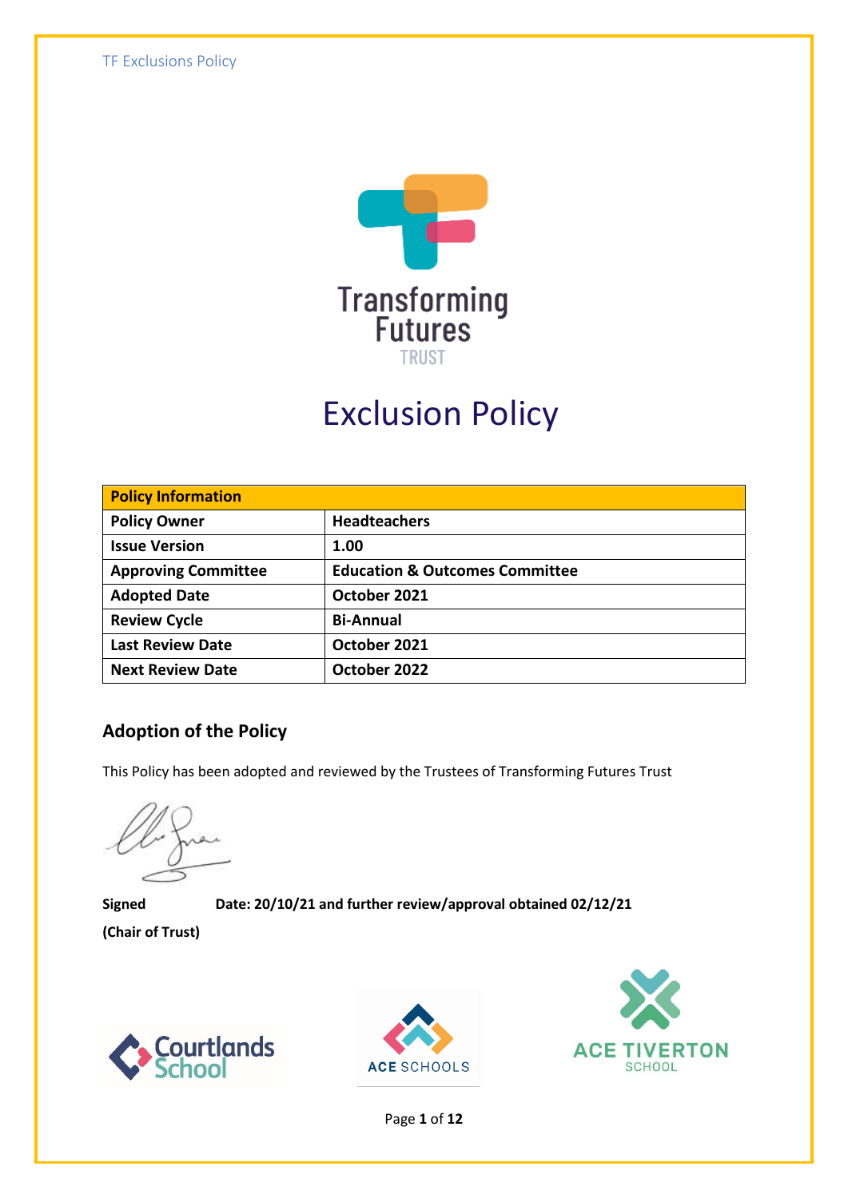Transforming Futures TRUST

# Exclusion Policy

| Policy Information | |
|---|---|
| **Policy Owner** | **Headteachers** |
| **Issue Version** | **1.00** |
| **Approving Committee** | **Education & Outcomes Committee** |
| **Adopted Date** | **October 2021** |
| **Review Cycle** | **Bi-Annual** |
| **Last Review Date** | **October 2021** |
| **Next Review Date** | **October 2022** |

## Adoption of the Policy

This Policy has been adopted and reviewed by the Trustees of Transforming Futures Trust

**Signed** **Date: 20/10/21 and further review/approval obtained 02/12/21**

**(Chair of Trust)**

Courtlands School ACE SCHOOLS ACE TIVERTON SCHOOL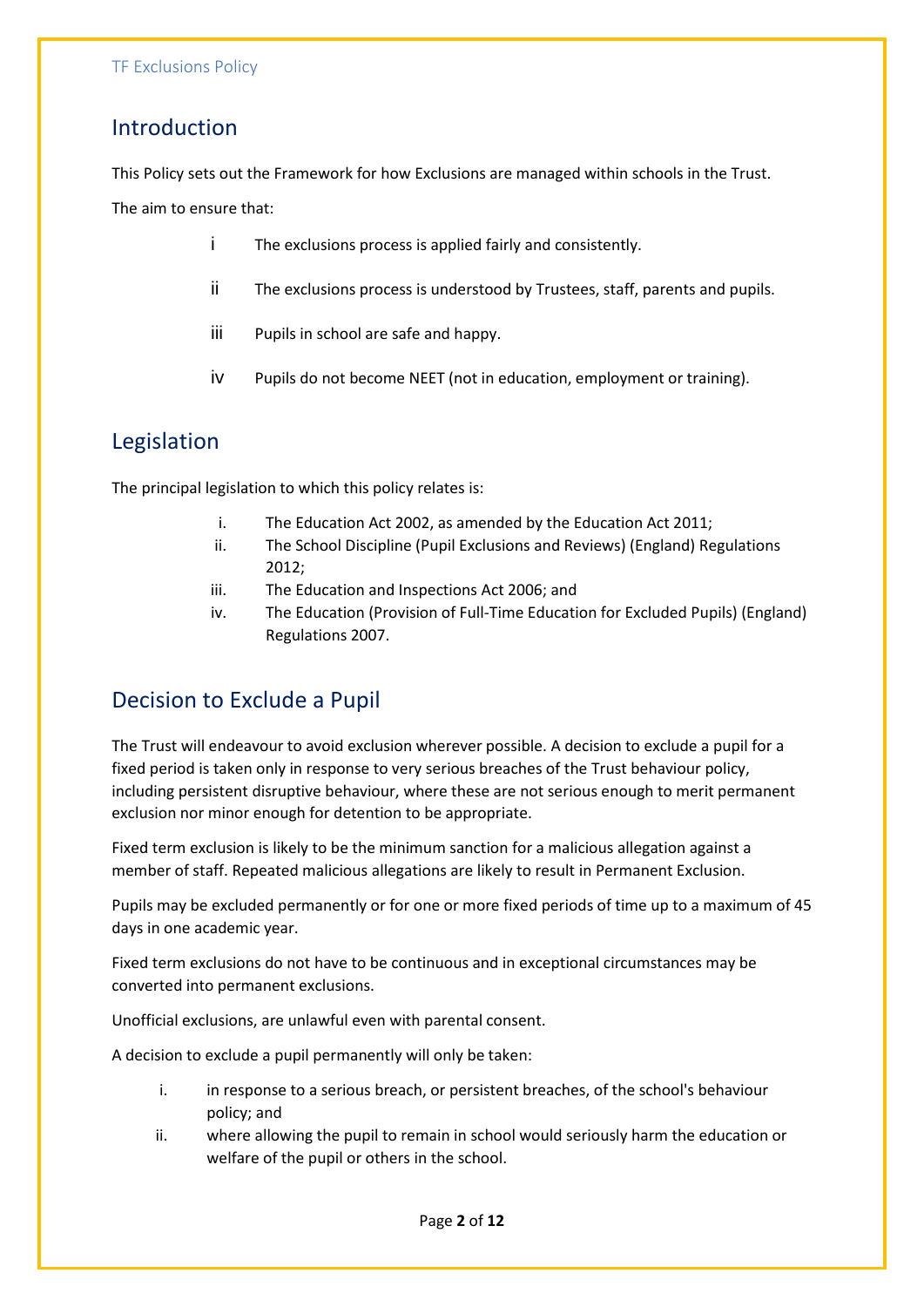## Introduction

This Policy sets out the Framework for how Exclusions are managed within schools in the Trust.

The aim to ensure that:

i. The exclusions process is applied fairly and consistently.

ii. The exclusions process is understood by Trustees, staff, parents and pupils.

iii. Pupils in school are safe and happy.

iv. Pupils do not become NEET (not in education, employment or training).

## Legislation

The principal legislation to which this policy relates is:

i. The Education Act 2002, as amended by the Education Act 2011;
ii. The School Discipline (Pupil Exclusions and Reviews) (England) Regulations 2012;
iii. The Education and Inspections Act 2006; and
iv. The Education (Provision of Full-Time Education for Excluded Pupils) (England) Regulations 2007.

## Decision to Exclude a Pupil

The Trust will endeavour to avoid exclusion wherever possible. A decision to exclude a pupil for a fixed period is taken only in response to very serious breaches of the Trust behaviour policy, including persistent disruptive behaviour, where these are not serious enough to merit permanent exclusion nor minor enough for detention to be appropriate.

Fixed term exclusion is likely to be the minimum sanction for a malicious allegation against a member of staff. Repeated malicious allegations are likely to result in Permanent Exclusion.

Pupils may be excluded permanently or for one or more fixed periods of time up to a maximum of 45 days in one academic year.

Fixed term exclusions do not have to be continuous and in exceptional circumstances may be converted into permanent exclusions.

Unofficial exclusions, are unlawful even with parental consent.

A decision to exclude a pupil permanently will only be taken:

i. in response to a serious breach, or persistent breaches, of the school's behaviour policy; and
ii. where allowing the pupil to remain in school would seriously harm the education or welfare of the pupil or others in the school.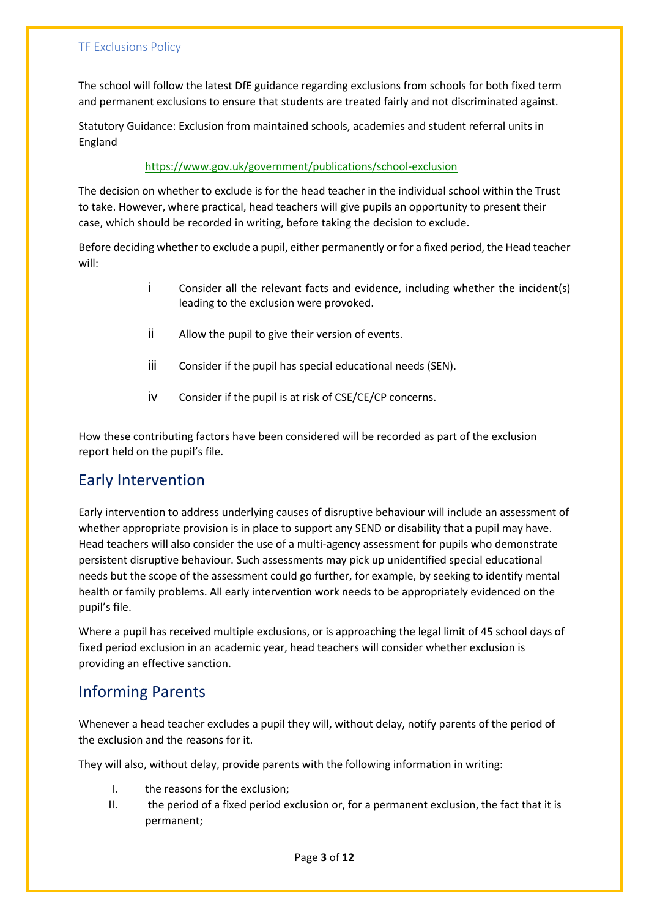The school will follow the latest DfE guidance regarding exclusions from schools for both fixed term and permanent exclusions to ensure that students are treated fairly and not discriminated against.

Statutory Guidance: Exclusion from maintained schools, academies and student referral units in England

https://www.gov.uk/government/publications/school-exclusion

The decision on whether to exclude is for the head teacher in the individual school within the Trust to take. However, where practical, head teachers will give pupils an opportunity to present their case, which should be recorded in writing, before taking the decision to exclude.

Before deciding whether to exclude a pupil, either permanently or for a fixed period, the Head teacher will:

i. Consider all the relevant facts and evidence, including whether the incident(s) leading to the exclusion were provoked.
ii. Allow the pupil to give their version of events.
iii. Consider if the pupil has special educational needs (SEN).
iv. Consider if the pupil is at risk of CSE/CE/CP concerns.

How these contributing factors have been considered will be recorded as part of the exclusion report held on the pupil's file.

## Early Intervention

Early intervention to address underlying causes of disruptive behaviour will include an assessment of whether appropriate provision is in place to support any SEND or disability that a pupil may have. Head teachers will also consider the use of a multi-agency assessment for pupils who demonstrate persistent disruptive behaviour. Such assessments may pick up unidentified special educational needs but the scope of the assessment could go further, for example, by seeking to identify mental health or family problems. All early intervention work needs to be appropriately evidenced on the pupil's file.

Where a pupil has received multiple exclusions, or is approaching the legal limit of 45 school days of fixed period exclusion in an academic year, head teachers will consider whether exclusion is providing an effective sanction.

## Informing Parents

Whenever a head teacher excludes a pupil they will, without delay, notify parents of the period of the exclusion and the reasons for it.

They will also, without delay, provide parents with the following information in writing:

I. the reasons for the exclusion;
II. the period of a fixed period exclusion or, for a permanent exclusion, the fact that it is permanent;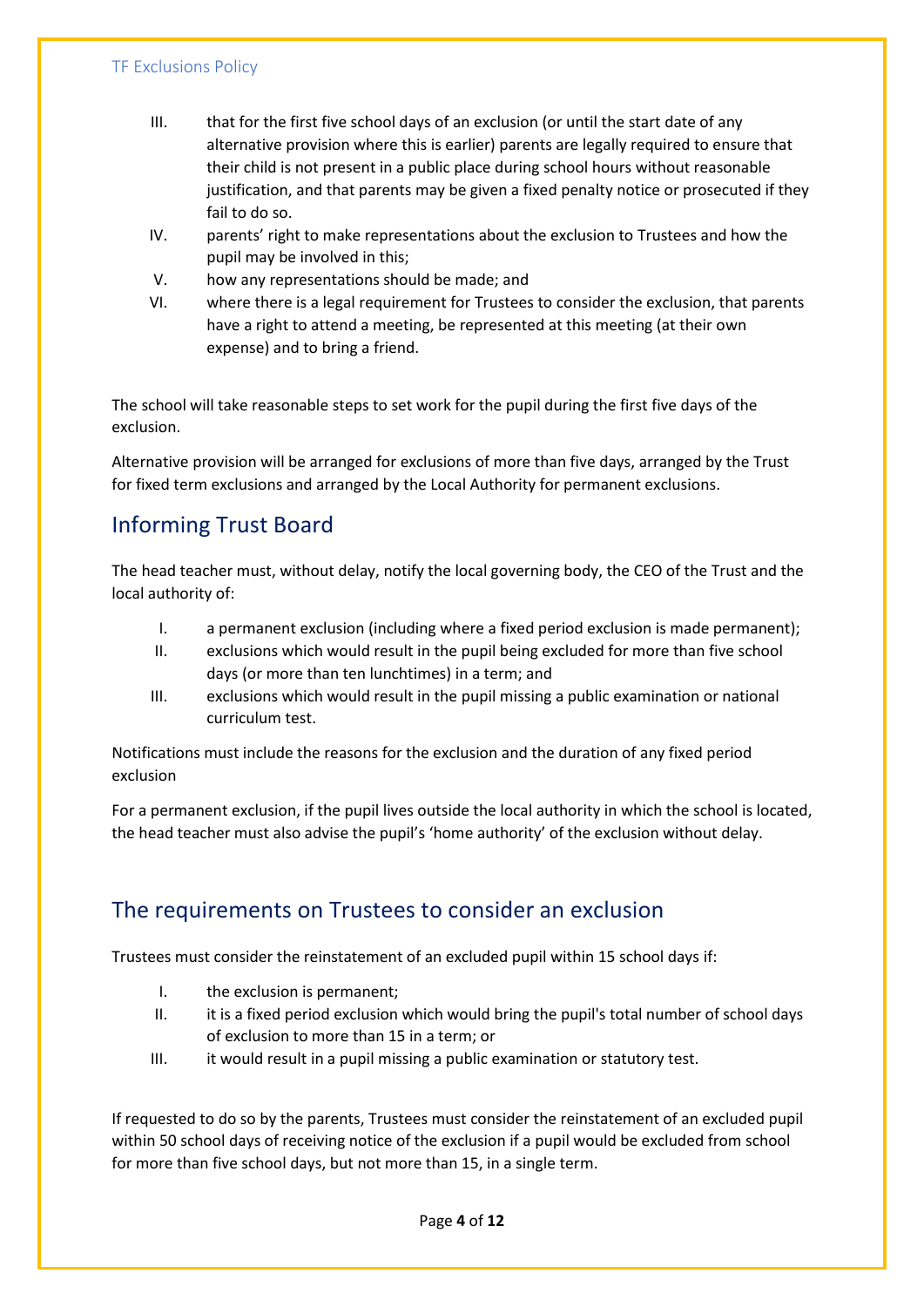III. that for the first five school days of an exclusion (or until the start date of any alternative provision where this is earlier) parents are legally required to ensure that their child is not present in a public place during school hours without reasonable justification, and that parents may be given a fixed penalty notice or prosecuted if they fail to do so.

IV. parents' right to make representations about the exclusion to Trustees and how the pupil may be involved in this;

V. how any representations should be made; and

VI. where there is a legal requirement for Trustees to consider the exclusion, that parents have a right to attend a meeting, be represented at this meeting (at their own expense) and to bring a friend.

The school will take reasonable steps to set work for the pupil during the first five days of the exclusion.

Alternative provision will be arranged for exclusions of more than five days, arranged by the Trust for fixed term exclusions and arranged by the Local Authority for permanent exclusions.

## Informing Trust Board

The head teacher must, without delay, notify the local governing body, the CEO of the Trust and the local authority of:

I. a permanent exclusion (including where a fixed period exclusion is made permanent);

II. exclusions which would result in the pupil being excluded for more than five school days (or more than ten lunchtimes) in a term; and

III. exclusions which would result in the pupil missing a public examination or national curriculum test.

Notifications must include the reasons for the exclusion and the duration of any fixed period exclusion

For a permanent exclusion, if the pupil lives outside the local authority in which the school is located, the head teacher must also advise the pupil's 'home authority' of the exclusion without delay.

## The requirements on Trustees to consider an exclusion

Trustees must consider the reinstatement of an excluded pupil within 15 school days if:

I. the exclusion is permanent;

II. it is a fixed period exclusion which would bring the pupil's total number of school days of exclusion to more than 15 in a term; or

III. it would result in a pupil missing a public examination or statutory test.

If requested to do so by the parents, Trustees must consider the reinstatement of an excluded pupil within 50 school days of receiving notice of the exclusion if a pupil would be excluded from school for more than five school days, but not more than 15, in a single term.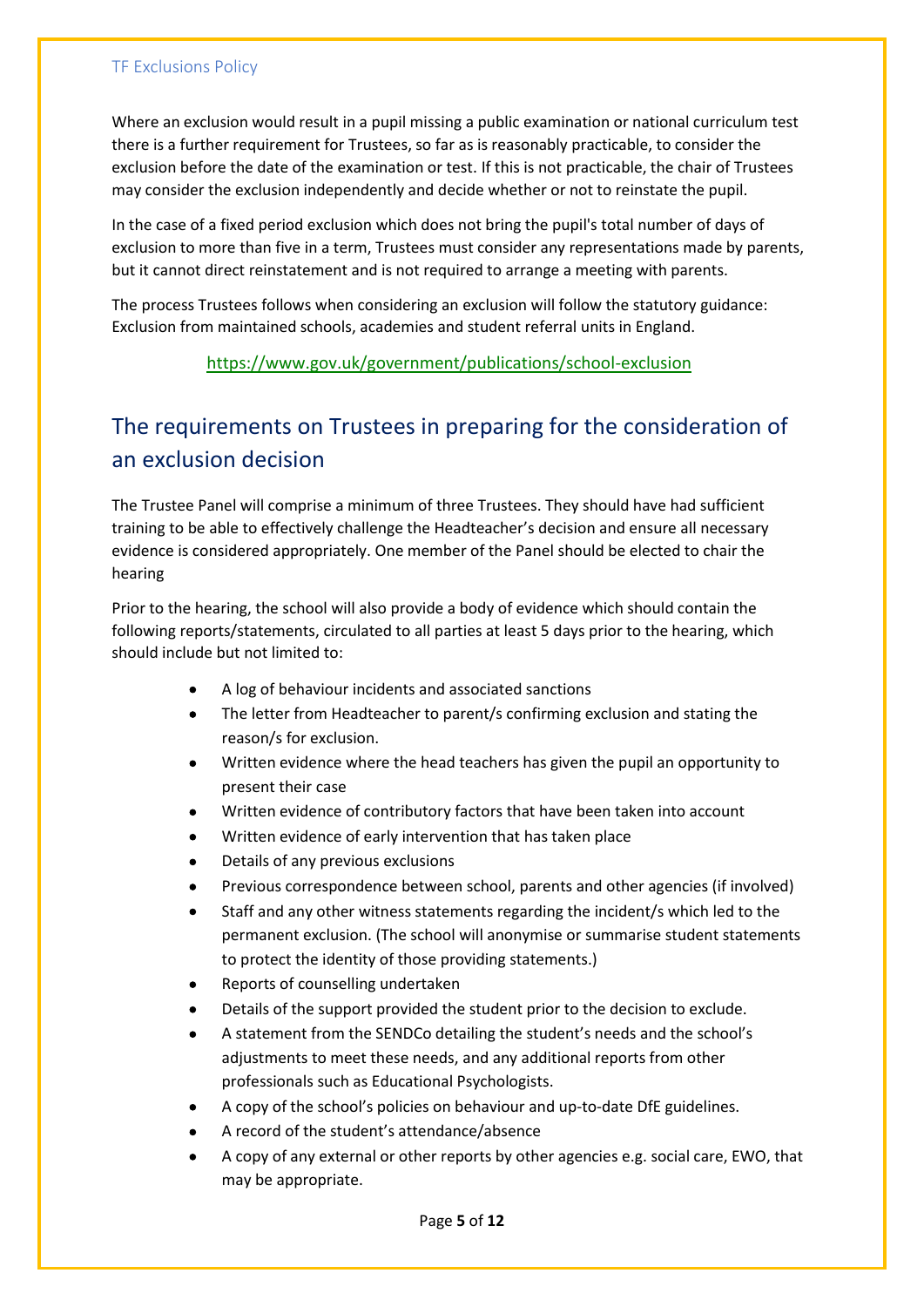Where an exclusion would result in a pupil missing a public examination or national curriculum test there is a further requirement for Trustees, so far as is reasonably practicable, to consider the exclusion before the date of the examination or test. If this is not practicable, the chair of Trustees may consider the exclusion independently and decide whether or not to reinstate the pupil.

In the case of a fixed period exclusion which does not bring the pupil's total number of days of exclusion to more than five in a term, Trustees must consider any representations made by parents, but it cannot direct reinstatement and is not required to arrange a meeting with parents.

The process Trustees follows when considering an exclusion will follow the statutory guidance: Exclusion from maintained schools, academies and student referral units in England.

https://www.gov.uk/government/publications/school-exclusion

## The requirements on Trustees in preparing for the consideration of an exclusion decision

The Trustee Panel will comprise a minimum of three Trustees. They should have had sufficient training to be able to effectively challenge the Headteacher's decision and ensure all necessary evidence is considered appropriately. One member of the Panel should be elected to chair the hearing

Prior to the hearing, the school will also provide a body of evidence which should contain the following reports/statements, circulated to all parties at least 5 days prior to the hearing, which should include but not limited to:

- A log of behaviour incidents and associated sanctions
- The letter from Headteacher to parent/s confirming exclusion and stating the reason/s for exclusion.
- Written evidence where the head teachers has given the pupil an opportunity to present their case
- Written evidence of contributory factors that have been taken into account
- Written evidence of early intervention that has taken place
- Details of any previous exclusions
- Previous correspondence between school, parents and other agencies (if involved)
- Staff and any other witness statements regarding the incident/s which led to the permanent exclusion. (The school will anonymise or summarise student statements to protect the identity of those providing statements.)
- Reports of counselling undertaken
- Details of the support provided the student prior to the decision to exclude.
- A statement from the SENDCo detailing the student's needs and the school's adjustments to meet these needs, and any additional reports from other professionals such as Educational Psychologists.
- A copy of the school's policies on behaviour and up-to-date DfE guidelines.
- A record of the student's attendance/absence
- A copy of any external or other reports by other agencies e.g. social care, EWO, that may be appropriate.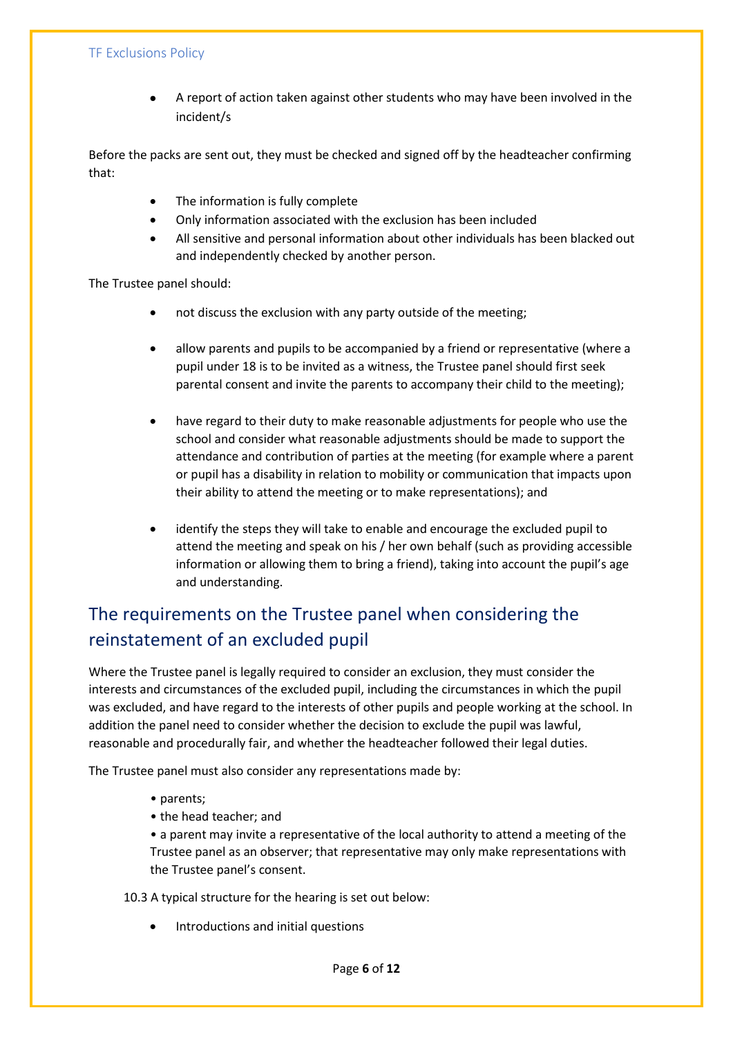- A report of action taken against other students who may have been involved in the incident/s

Before the packs are sent out, they must be checked and signed off by the headteacher confirming that:

- The information is fully complete
- Only information associated with the exclusion has been included
- All sensitive and personal information about other individuals has been blacked out and independently checked by another person.

The Trustee panel should:

- not discuss the exclusion with any party outside of the meeting;
- allow parents and pupils to be accompanied by a friend or representative (where a pupil under 18 is to be invited as a witness, the Trustee panel should first seek parental consent and invite the parents to accompany their child to the meeting);
- have regard to their duty to make reasonable adjustments for people who use the school and consider what reasonable adjustments should be made to support the attendance and contribution of parties at the meeting (for example where a parent or pupil has a disability in relation to mobility or communication that impacts upon their ability to attend the meeting or to make representations); and
- identify the steps they will take to enable and encourage the excluded pupil to attend the meeting and speak on his / her own behalf (such as providing accessible information or allowing them to bring a friend), taking into account the pupil's age and understanding.

## The requirements on the Trustee panel when considering the reinstatement of an excluded pupil

Where the Trustee panel is legally required to consider an exclusion, they must consider the interests and circumstances of the excluded pupil, including the circumstances in which the pupil was excluded, and have regard to the interests of other pupils and people working at the school. In addition the panel need to consider whether the decision to exclude the pupil was lawful, reasonable and procedurally fair, and whether the headteacher followed their legal duties.

The Trustee panel must also consider any representations made by:

- parents;
- the head teacher; and
- a parent may invite a representative of the local authority to attend a meeting of the Trustee panel as an observer; that representative may only make representations with the Trustee panel's consent.

10.3 A typical structure for the hearing is set out below:

- Introductions and initial questions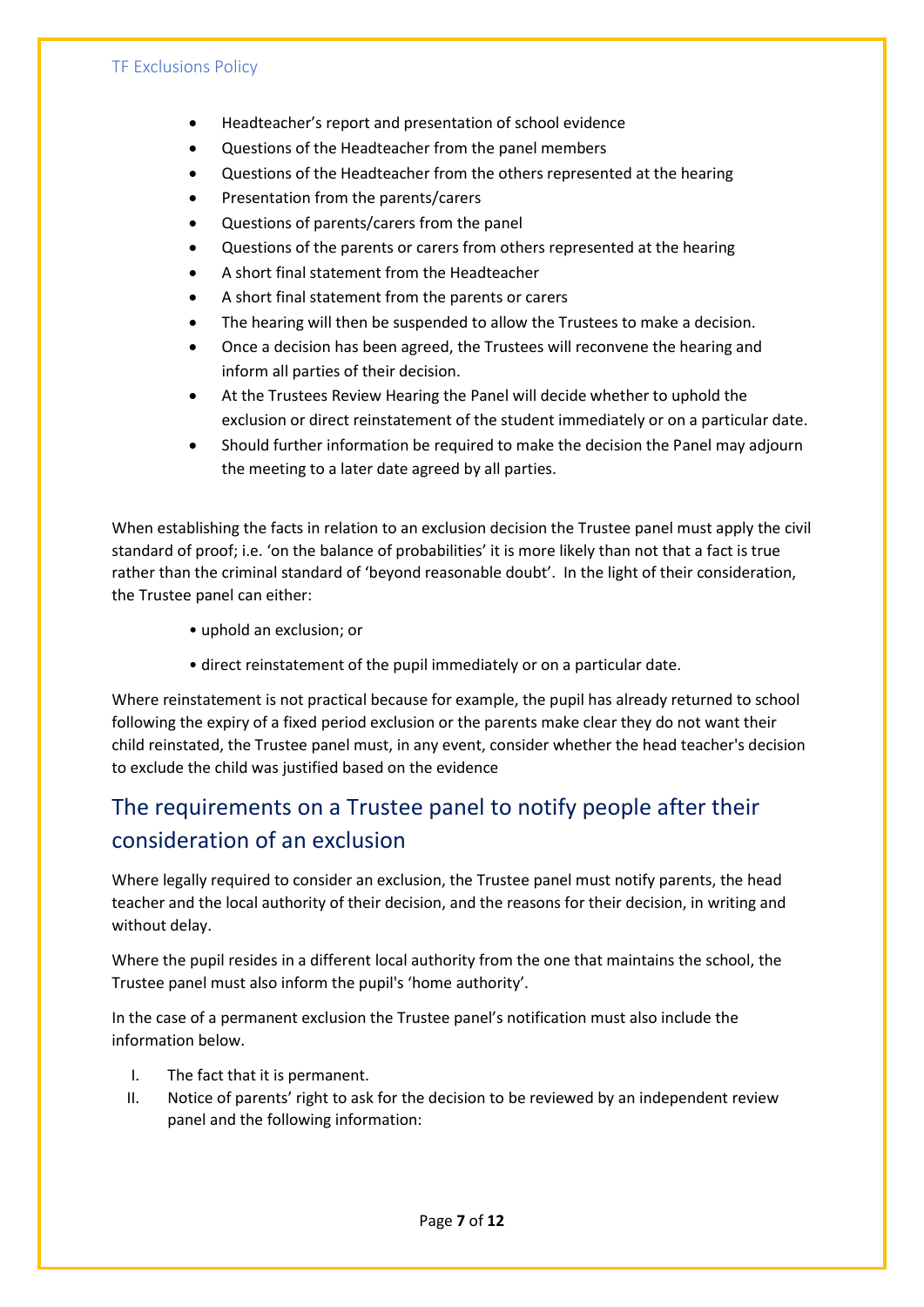- Headteacher’s report and presentation of school evidence
- Questions of the Headteacher from the panel members
- Questions of the Headteacher from the others represented at the hearing
- Presentation from the parents/carers
- Questions of parents/carers from the panel
- Questions of the parents or carers from others represented at the hearing
- A short final statement from the Headteacher
- A short final statement from the parents or carers
- The hearing will then be suspended to allow the Trustees to make a decision.
- Once a decision has been agreed, the Trustees will reconvene the hearing and inform all parties of their decision.
- At the Trustees Review Hearing the Panel will decide whether to uphold the exclusion or direct reinstatement of the student immediately or on a particular date.
- Should further information be required to make the decision the Panel may adjourn the meeting to a later date agreed by all parties.

When establishing the facts in relation to an exclusion decision the Trustee panel must apply the civil standard of proof; i.e. ‘on the balance of probabilities’ it is more likely than not that a fact is true rather than the criminal standard of ‘beyond reasonable doubt’. In the light of their consideration, the Trustee panel can either:

- uphold an exclusion; or
- direct reinstatement of the pupil immediately or on a particular date.

Where reinstatement is not practical because for example, the pupil has already returned to school following the expiry of a fixed period exclusion or the parents make clear they do not want their child reinstated, the Trustee panel must, in any event, consider whether the head teacher's decision to exclude the child was justified based on the evidence

## The requirements on a Trustee panel to notify people after their consideration of an exclusion

Where legally required to consider an exclusion, the Trustee panel must notify parents, the head teacher and the local authority of their decision, and the reasons for their decision, in writing and without delay.

Where the pupil resides in a different local authority from the one that maintains the school, the Trustee panel must also inform the pupil's ‘home authority’.

In the case of a permanent exclusion the Trustee panel’s notification must also include the information below.

I. The fact that it is permanent.
II. Notice of parents’ right to ask for the decision to be reviewed by an independent review panel and the following information: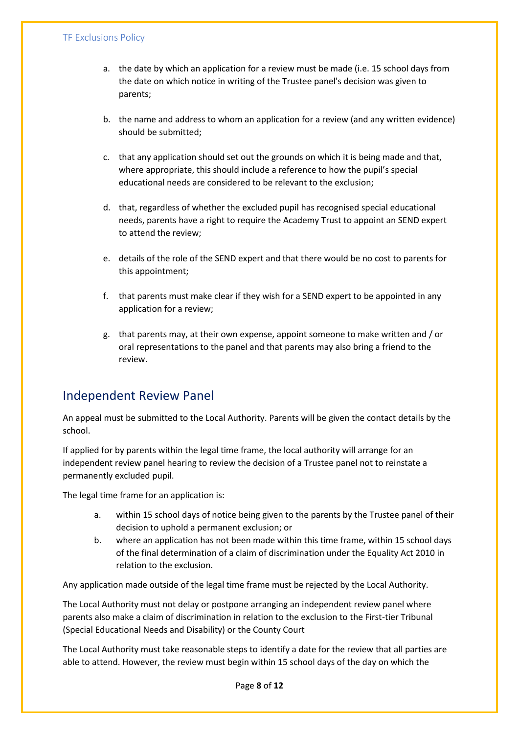a. the date by which an application for a review must be made (i.e. 15 school days from the date on which notice in writing of the Trustee panel's decision was given to parents;

b. the name and address to whom an application for a review (and any written evidence) should be submitted;

c. that any application should set out the grounds on which it is being made and that, where appropriate, this should include a reference to how the pupil's special educational needs are considered to be relevant to the exclusion;

d. that, regardless of whether the excluded pupil has recognised special educational needs, parents have a right to require the Academy Trust to appoint an SEND expert to attend the review;

e. details of the role of the SEND expert and that there would be no cost to parents for this appointment;

f. that parents must make clear if they wish for a SEND expert to be appointed in any application for a review;

g. that parents may, at their own expense, appoint someone to make written and / or oral representations to the panel and that parents may also bring a friend to the review.

## Independent Review Panel

An appeal must be submitted to the Local Authority. Parents will be given the contact details by the school.

If applied for by parents within the legal time frame, the local authority will arrange for an independent review panel hearing to review the decision of a Trustee panel not to reinstate a permanently excluded pupil.

The legal time frame for an application is:

a. within 15 school days of notice being given to the parents by the Trustee panel of their decision to uphold a permanent exclusion; or
b. where an application has not been made within this time frame, within 15 school days of the final determination of a claim of discrimination under the Equality Act 2010 in relation to the exclusion.

Any application made outside of the legal time frame must be rejected by the Local Authority.

The Local Authority must not delay or postpone arranging an independent review panel where parents also make a claim of discrimination in relation to the exclusion to the First-tier Tribunal (Special Educational Needs and Disability) or the County Court

The Local Authority must take reasonable steps to identify a date for the review that all parties are able to attend. However, the review must begin within 15 school days of the day on which the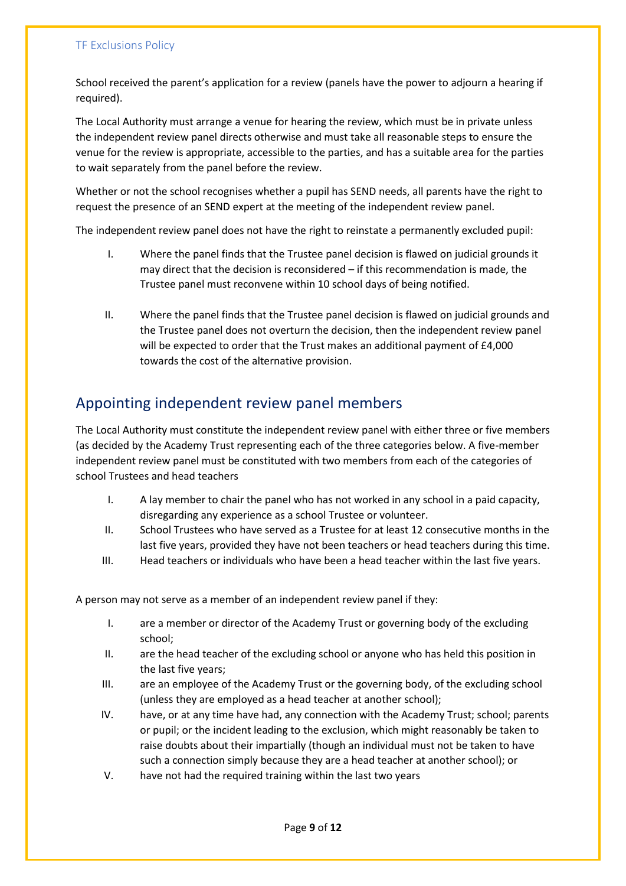School received the parent's application for a review (panels have the power to adjourn a hearing if required).

The Local Authority must arrange a venue for hearing the review, which must be in private unless the independent review panel directs otherwise and must take all reasonable steps to ensure the venue for the review is appropriate, accessible to the parties, and has a suitable area for the parties to wait separately from the panel before the review.

Whether or not the school recognises whether a pupil has SEND needs, all parents have the right to request the presence of an SEND expert at the meeting of the independent review panel.

The independent review panel does not have the right to reinstate a permanently excluded pupil:

I. Where the panel finds that the Trustee panel decision is flawed on judicial grounds it may direct that the decision is reconsidered – if this recommendation is made, the Trustee panel must reconvene within 10 school days of being notified.

II. Where the panel finds that the Trustee panel decision is flawed on judicial grounds and the Trustee panel does not overturn the decision, then the independent review panel will be expected to order that the Trust makes an additional payment of £4,000 towards the cost of the alternative provision.

## Appointing independent review panel members

The Local Authority must constitute the independent review panel with either three or five members (as decided by the Academy Trust representing each of the three categories below. A five-member independent review panel must be constituted with two members from each of the categories of school Trustees and head teachers

I. A lay member to chair the panel who has not worked in any school in a paid capacity, disregarding any experience as a school Trustee or volunteer.
II. School Trustees who have served as a Trustee for at least 12 consecutive months in the last five years, provided they have not been teachers or head teachers during this time.
III. Head teachers or individuals who have been a head teacher within the last five years.

A person may not serve as a member of an independent review panel if they:

I. are a member or director of the Academy Trust or governing body of the excluding school;
II. are the head teacher of the excluding school or anyone who has held this position in the last five years;
III. are an employee of the Academy Trust or the governing body, of the excluding school (unless they are employed as a head teacher at another school);
IV. have, or at any time have had, any connection with the Academy Trust; school; parents or pupil; or the incident leading to the exclusion, which might reasonably be taken to raise doubts about their impartially (though an individual must not be taken to have such a connection simply because they are a head teacher at another school); or
V. have not had the required training within the last two years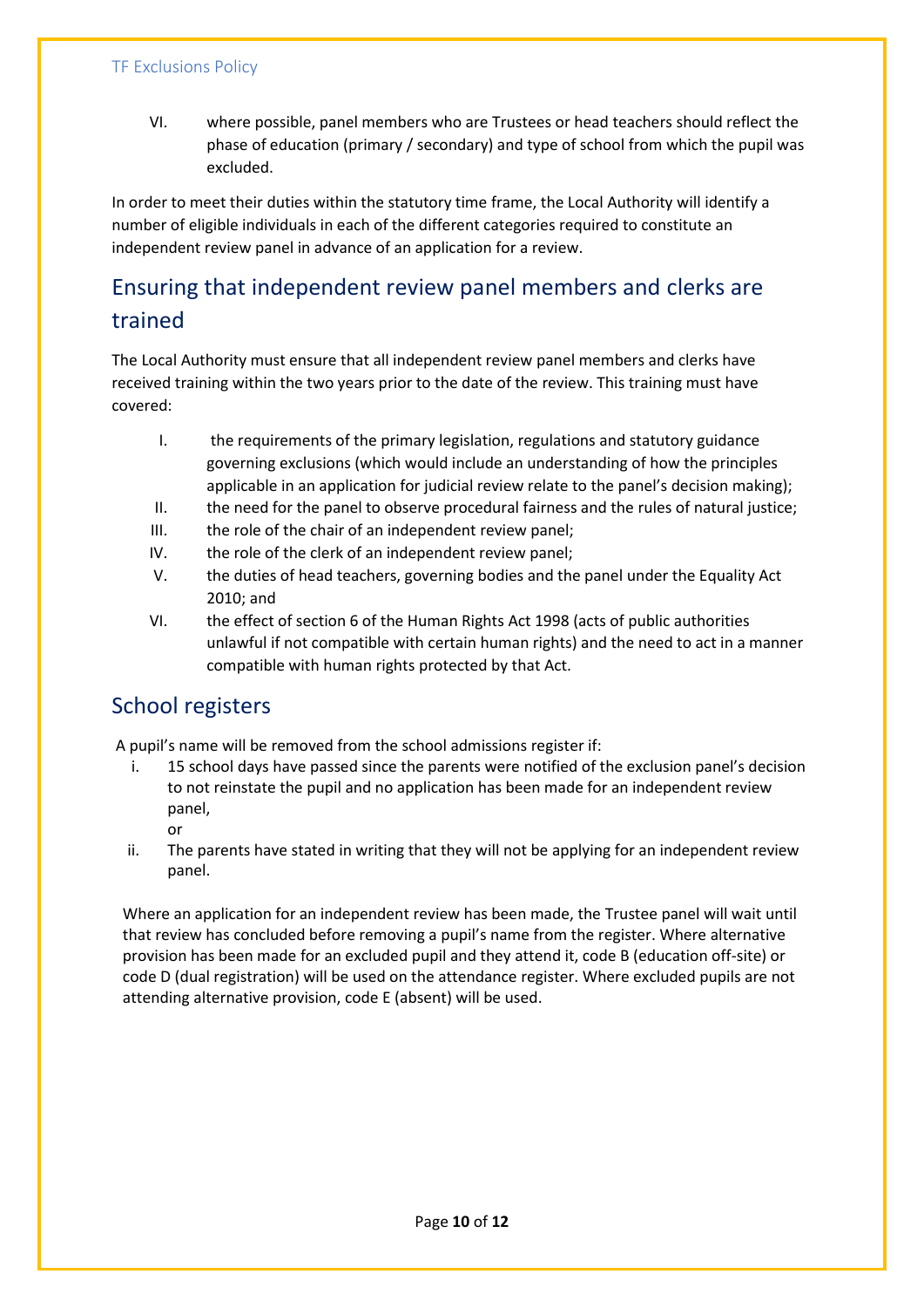VI. where possible, panel members who are Trustees or head teachers should reflect the phase of education (primary / secondary) and type of school from which the pupil was excluded.

In order to meet their duties within the statutory time frame, the Local Authority will identify a number of eligible individuals in each of the different categories required to constitute an independent review panel in advance of an application for a review.

## Ensuring that independent review panel members and clerks are trained

The Local Authority must ensure that all independent review panel members and clerks have received training within the two years prior to the date of the review. This training must have covered:

I. the requirements of the primary legislation, regulations and statutory guidance governing exclusions (which would include an understanding of how the principles applicable in an application for judicial review relate to the panel's decision making);
II. the need for the panel to observe procedural fairness and the rules of natural justice;
III. the role of the chair of an independent review panel;
IV. the role of the clerk of an independent review panel;
V. the duties of head teachers, governing bodies and the panel under the Equality Act 2010; and
VI. the effect of section 6 of the Human Rights Act 1998 (acts of public authorities unlawful if not compatible with certain human rights) and the need to act in a manner compatible with human rights protected by that Act.

## School registers

A pupil's name will be removed from the school admissions register if:

i. 15 school days have passed since the parents were notified of the exclusion panel's decision to not reinstate the pupil and no application has been made for an independent review panel,
   or
ii. The parents have stated in writing that they will not be applying for an independent review panel.

Where an application for an independent review has been made, the Trustee panel will wait until that review has concluded before removing a pupil's name from the register. Where alternative provision has been made for an excluded pupil and they attend it, code B (education off-site) or code D (dual registration) will be used on the attendance register. Where excluded pupils are not attending alternative provision, code E (absent) will be used.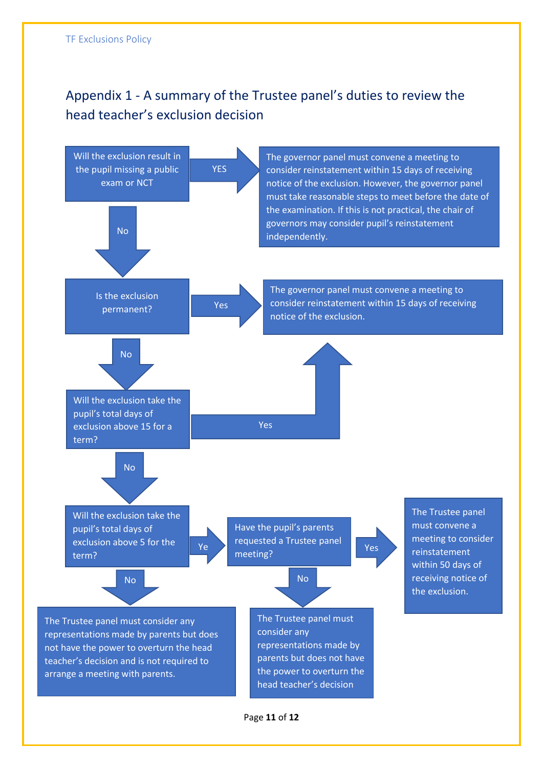## Appendix 1 - A summary of the Trustee panel's duties to review the head teacher's exclusion decision

Will the exclusion result in the pupil missing a public exam or NCT

YES

The governor panel must convene a meeting to consider reinstatement within 15 days of receiving notice of the exclusion. However, the governor panel must take reasonable steps to meet before the date of the examination. If this is not practical, the chair of governors may consider pupil's reinstatement independently.

No

Is the exclusion permanent?

Yes

The governor panel must convene a meeting to consider reinstatement within 15 days of receiving notice of the exclusion.

No

Will the exclusion take the pupil's total days of exclusion above 15 for a term?

Yes

No

Will the exclusion take the pupil's total days of exclusion above 5 for the term?

Ye

Have the pupil's parents requested a Trustee panel meeting?

Yes

The Trustee panel must convene a meeting to consider reinstatement within 50 days of receiving notice of the exclusion.

No

The Trustee panel must consider any representations made by parents but does not have the power to overturn the head teacher's decision and is not required to arrange a meeting with parents.

No

The Trustee panel must consider any representations made by parents but does not have the power to overturn the head teacher's decision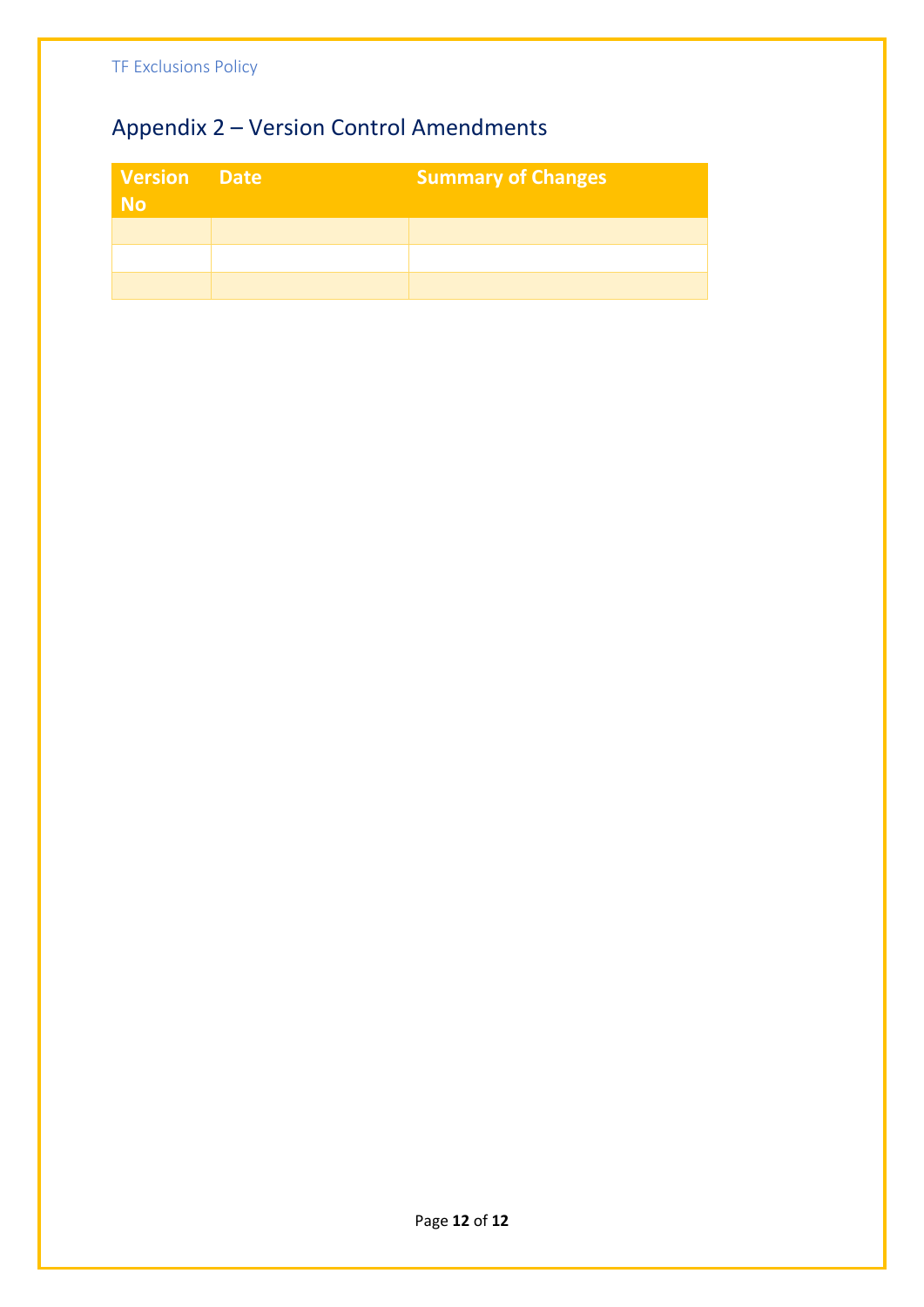## Appendix 2 – Version Control Amendments

| Version No | Date | Summary of Changes |
| --- | --- | --- |
| | | |
| | | |
| | | |